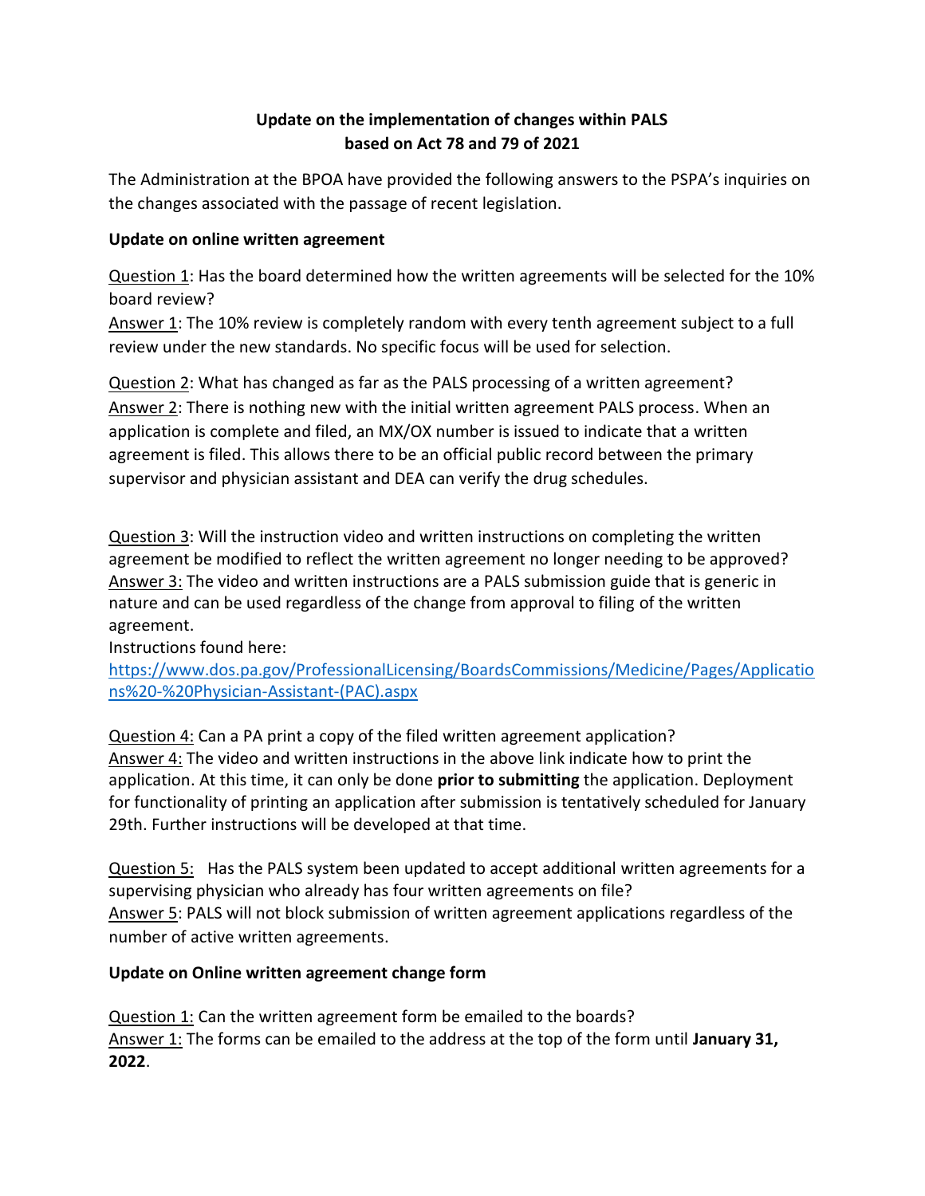# Update on the implementation of changes within PALS based on Act 78 and 79 of 2021

The Administration at the BPOA have provided the following answers to the PSPA's inquiries on the changes associated with the passage of recent legislation.

**Update on online written agreement**

Question 1: Has the board determined how the written agreements will be selected for the 10% board review?
Answer 1: The 10% review is completely random with every tenth agreement subject to a full review under the new standards. No specific focus will be used for selection.

Question 2: What has changed as far as the PALS processing of a written agreement?
Answer 2: There is nothing new with the initial written agreement PALS process. When an application is complete and filed, an MX/OX number is issued to indicate that a written agreement is filed. This allows there to be an official public record between the primary supervisor and physician assistant and DEA can verify the drug schedules.

Question 3: Will the instruction video and written instructions on completing the written agreement be modified to reflect the written agreement no longer needing to be approved?
Answer 3: The video and written instructions are a PALS submission guide that is generic in nature and can be used regardless of the change from approval to filing of the written agreement.
Instructions found here:
https://www.dos.pa.gov/ProfessionalLicensing/BoardsCommissions/Medicine/Pages/Applications%20-%20Physician-Assistant-(PAC).aspx

Question 4: Can a PA print a copy of the filed written agreement application?
Answer 4: The video and written instructions in the above link indicate how to print the application. At this time, it can only be done **prior to submitting** the application. Deployment for functionality of printing an application after submission is tentatively scheduled for January 29th. Further instructions will be developed at that time.

Question 5: Has the PALS system been updated to accept additional written agreements for a supervising physician who already has four written agreements on file?
Answer 5: PALS will not block submission of written agreement applications regardless of the number of active written agreements.

**Update on Online written agreement change form**

Question 1: Can the written agreement form be emailed to the boards?
Answer 1: The forms can be emailed to the address at the top of the form until **January 31, 2022**.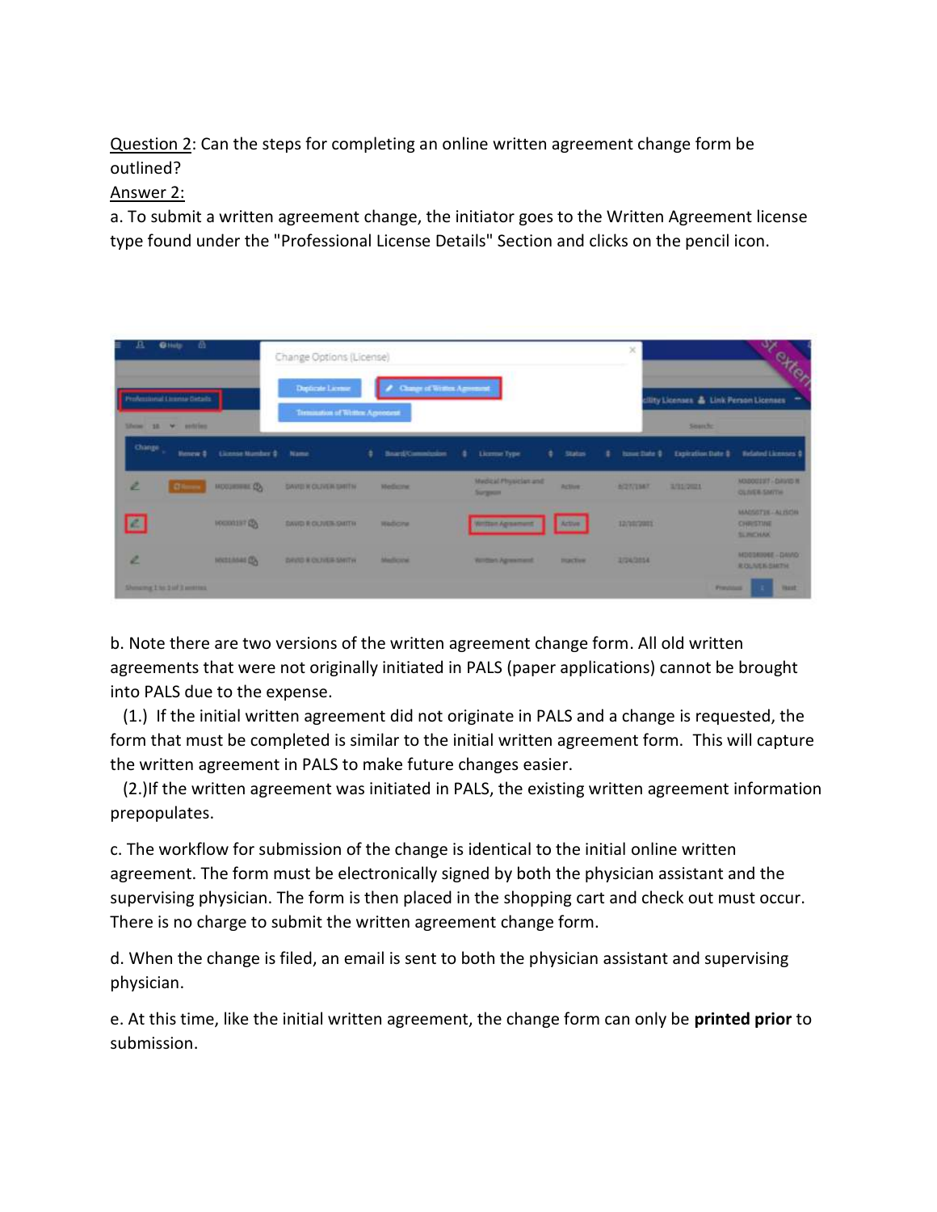Question 2: Can the steps for completing an online written agreement change form be outlined?

Answer 2:

a. To submit a written agreement change, the initiator goes to the Written Agreement license type found under the "Professional License Details" Section and clicks on the pencil icon.

b. Note there are two versions of the written agreement change form. All old written agreements that were not originally initiated in PALS (paper applications) cannot be brought into PALS due to the expense.

(1.) If the initial written agreement did not originate in PALS and a change is requested, the form that must be completed is similar to the initial written agreement form. This will capture the written agreement in PALS to make future changes easier.

(2.)If the written agreement was initiated in PALS, the existing written agreement information prepopulates.

c. The workflow for submission of the change is identical to the initial online written agreement. The form must be electronically signed by both the physician assistant and the supervising physician. The form is then placed in the shopping cart and check out must occur. There is no charge to submit the written agreement change form.

d. When the change is filed, an email is sent to both the physician assistant and supervising physician.

e. At this time, like the initial written agreement, the change form can only be **printed prior** to submission.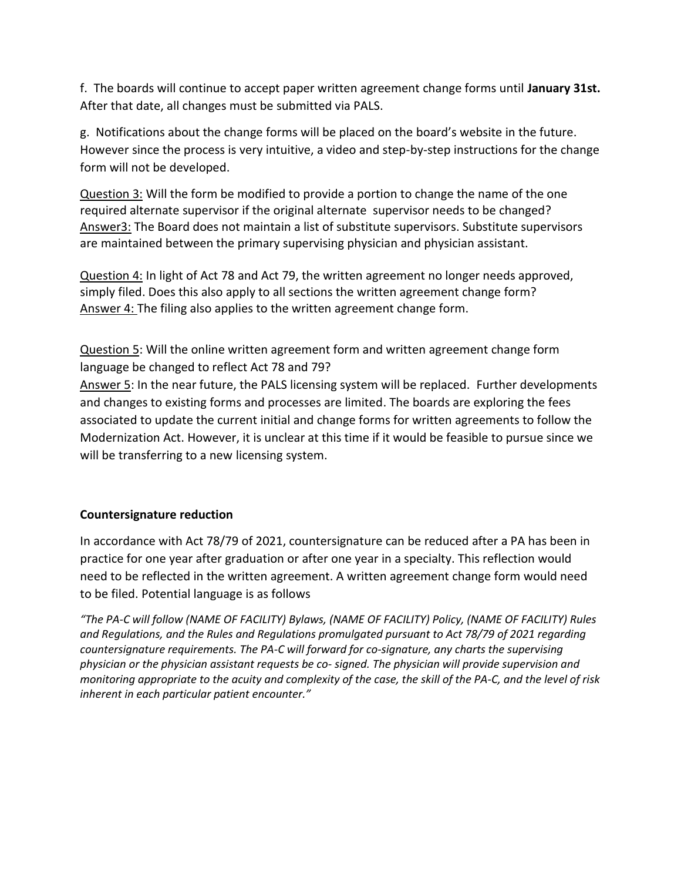f. The boards will continue to accept paper written agreement change forms until **January 31st.** After that date, all changes must be submitted via PALS.

g. Notifications about the change forms will be placed on the board's website in the future. However since the process is very intuitive, a video and step-by-step instructions for the change form will not be developed.

Question 3: Will the form be modified to provide a portion to change the name of the one required alternate supervisor if the original alternate supervisor needs to be changed?
Answer3: The Board does not maintain a list of substitute supervisors. Substitute supervisors are maintained between the primary supervising physician and physician assistant.

Question 4: In light of Act 78 and Act 79, the written agreement no longer needs approved, simply filed. Does this also apply to all sections the written agreement change form?
Answer 4: The filing also applies to the written agreement change form.

Question 5: Will the online written agreement form and written agreement change form language be changed to reflect Act 78 and 79?
Answer 5: In the near future, the PALS licensing system will be replaced. Further developments and changes to existing forms and processes are limited. The boards are exploring the fees associated to update the current initial and change forms for written agreements to follow the Modernization Act. However, it is unclear at this time if it would be feasible to pursue since we will be transferring to a new licensing system.

**Countersignature reduction**

In accordance with Act 78/79 of 2021, countersignature can be reduced after a PA has been in practice for one year after graduation or after one year in a specialty. This reflection would need to be reflected in the written agreement. A written agreement change form would need to be filed. Potential language is as follows

*"The PA-C will follow (NAME OF FACILITY) Bylaws, (NAME OF FACILITY) Policy, (NAME OF FACILITY) Rules and Regulations, and the Rules and Regulations promulgated pursuant to Act 78/79 of 2021 regarding countersignature requirements. The PA-C will forward for co-signature, any charts the supervising physician or the physician assistant requests be co- signed. The physician will provide supervision and monitoring appropriate to the acuity and complexity of the case, the skill of the PA-C, and the level of risk inherent in each particular patient encounter."*